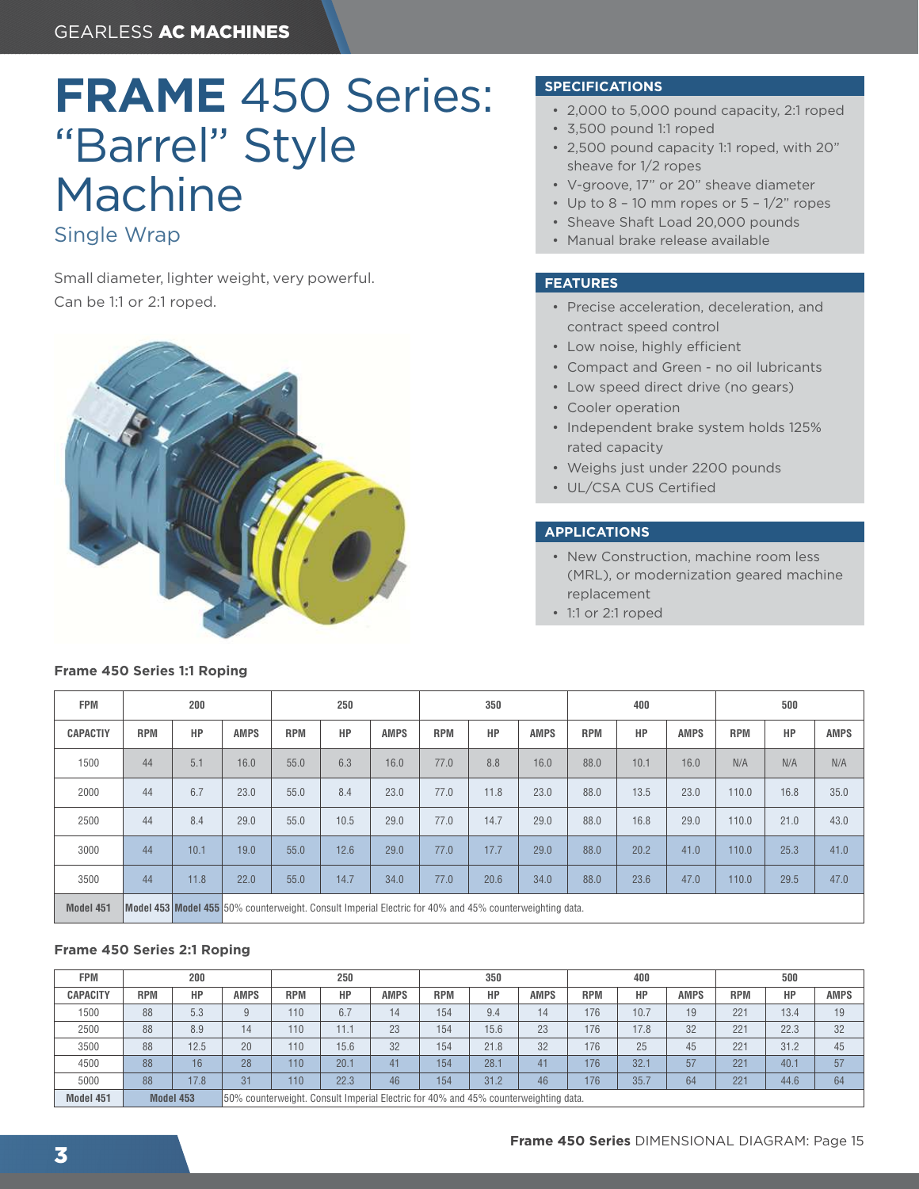GEARLESS **AC MACHINES**

# **FRAME** 450 Series: "Barrel" Style Machine

## Single Wrap

Small diameter, lighter weight, very powerful.
Can be 1:1 or 2:1 roped.

### SPECIFICATIONS

- 2,000 to 5,000 pound capacity, 2:1 roped
- 3,500 pound 1:1 roped
- 2,500 pound capacity 1:1 roped, with 20" sheave for 1/2 ropes
- V-groove, 17" or 20" sheave diameter
- Up to 8 – 10 mm ropes or 5 – 1/2" ropes
- Sheave Shaft Load 20,000 pounds
- Manual brake release available

### FEATURES

- Precise acceleration, deceleration, and contract speed control
- Low noise, highly efficient
- Compact and Green - no oil lubricants
- Low speed direct drive (no gears)
- Cooler operation
- Independent brake system holds 125% rated capacity
- Weighs just under 2200 pounds
- UL/CSA CUS Certified

### APPLICATIONS

- New Construction, machine room less (MRL), or modernization geared machine replacement
- 1:1 or 2:1 roped

**Frame 450 Series 1:1 Roping**

| FPM | 200 | | | 250 | | | 350 | | | 400 | | | 500 | | |
|---|---|---|---|---|---|---|---|---|---|---|---|---|---|---|---|
| CAPACTIY | RPM | HP | AMPS | RPM | HP | AMPS | RPM | HP | AMPS | RPM | HP | AMPS | RPM | HP | AMPS |
| 1500 | 44 | 5.1 | 16.0 | 55.0 | 6.3 | 16.0 | 77.0 | 8.8 | 16.0 | 88.0 | 10.1 | 16.0 | N/A | N/A | N/A |
| 2000 | 44 | 6.7 | 23.0 | 55.0 | 8.4 | 23.0 | 77.0 | 11.8 | 23.0 | 88.0 | 13.5 | 23.0 | 110.0 | 16.8 | 35.0 |
| 2500 | 44 | 8.4 | 29.0 | 55.0 | 10.5 | 29.0 | 77.0 | 14.7 | 29.0 | 88.0 | 16.8 | 29.0 | 110.0 | 21.0 | 43.0 |
| 3000 | 44 | 10.1 | 19.0 | 55.0 | 12.6 | 29.0 | 77.0 | 17.7 | 29.0 | 88.0 | 20.2 | 41.0 | 110.0 | 25.3 | 41.0 |
| 3500 | 44 | 11.8 | 22.0 | 55.0 | 14.7 | 34.0 | 77.0 | 20.6 | 34.0 | 88.0 | 23.6 | 47.0 | 110.0 | 29.5 | 47.0 |
| Model 451 | Model 453 | Model 455 | 50% counterweight. Consult Imperial Electric for 40% and 45% counterweighting data. | | | | | | | | | | | | |

**Frame 450 Series 2:1 Roping**

| FPM | 200 | | | 250 | | | 350 | | | 400 | | | 500 | | |
|---|---|---|---|---|---|---|---|---|---|---|---|---|---|---|---|
| CAPACITY | RPM | HP | AMPS | RPM | HP | AMPS | RPM | HP | AMPS | RPM | HP | AMPS | RPM | HP | AMPS |
| 1500 | 88 | 5.3 | 9 | 110 | 6.7 | 14 | 154 | 9.4 | 14 | 176 | 10.7 | 19 | 221 | 13.4 | 19 |
| 2500 | 88 | 8.9 | 14 | 110 | 11.1 | 23 | 154 | 15.6 | 23 | 176 | 17.8 | 32 | 221 | 22.3 | 32 |
| 3500 | 88 | 12.5 | 20 | 110 | 15.6 | 32 | 154 | 21.8 | 32 | 176 | 25 | 45 | 221 | 31.2 | 45 |
| 4500 | 88 | 16 | 28 | 110 | 20.1 | 41 | 154 | 28.1 | 41 | 176 | 32.1 | 57 | 221 | 40.1 | 57 |
| 5000 | 88 | 17.8 | 31 | 110 | 22.3 | 46 | 154 | 31.2 | 46 | 176 | 35.7 | 64 | 221 | 44.6 | 64 |
| Model 451 | Model 453 | | 50% counterweight. Consult Imperial Electric for 40% and 45% counterweighting data. | | | | | | | | | | | | |

**Frame 450 Series** DIMENSIONAL DIAGRAM: Page 15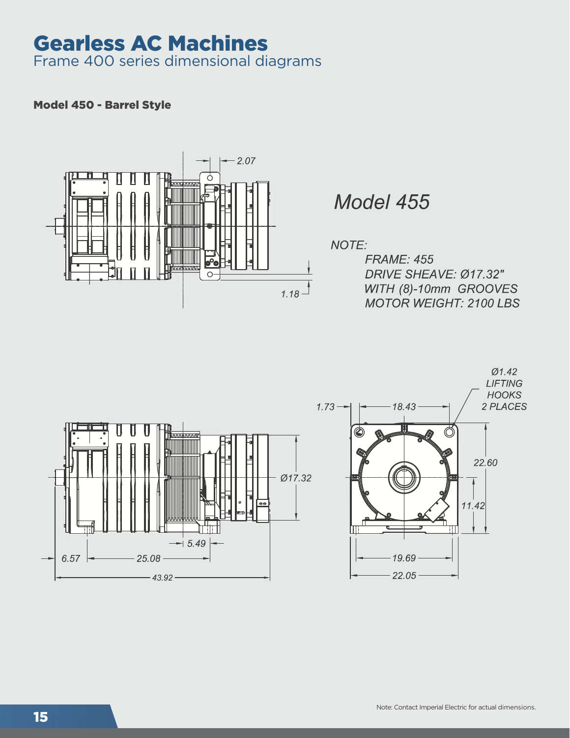# Gearless AC Machines

Frame 400 series dimensional diagrams

**Model 450 - Barrel Style**

2.07

1.18

Model 455

NOTE:

FRAME: 455
DRIVE SHEAVE: Ø17.32"
WITH (8)-10mm GROOVES
MOTOR WEIGHT: 2100 LBS

Ø17.32

5.49

6.57

25.08

43.92

Ø1.42
LIFTING
HOOKS
2 PLACES

1.73

18.43

22.60

11.42

19.69

22.05

Note: Contact Imperial Electric for actual dimensions.